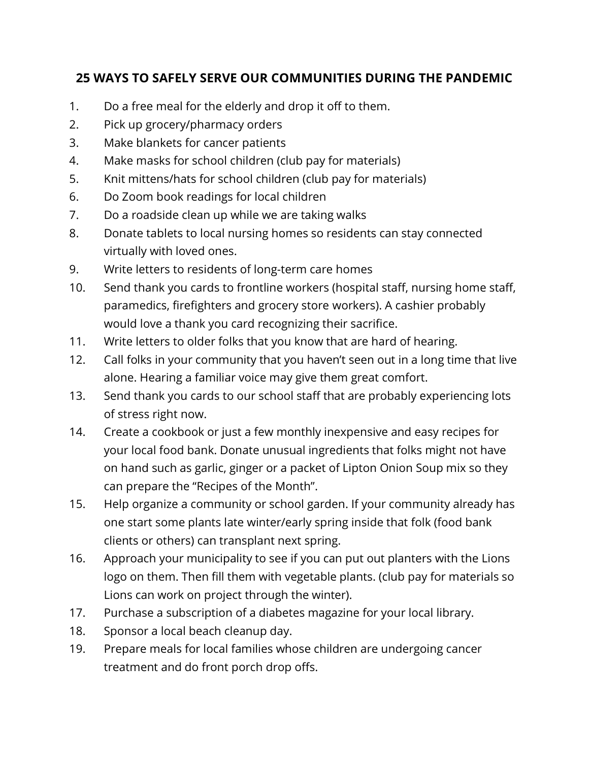**25 WAYS TO SAFELY SERVE OUR COMMUNITIES DURING THE PANDEMIC**

1. Do a free meal for the elderly and drop it off to them.
2. Pick up grocery/pharmacy orders
3. Make blankets for cancer patients
4. Make masks for school children (club pay for materials)
5. Knit mittens/hats for school children (club pay for materials)
6. Do Zoom book readings for local children
7. Do a roadside clean up while we are taking walks
8. Donate tablets to local nursing homes so residents can stay connected virtually with loved ones.
9. Write letters to residents of long-term care homes
10. Send thank you cards to frontline workers (hospital staff, nursing home staff, paramedics, firefighters and grocery store workers). A cashier probably would love a thank you card recognizing their sacrifice.
11. Write letters to older folks that you know that are hard of hearing.
12. Call folks in your community that you haven't seen out in a long time that live alone. Hearing a familiar voice may give them great comfort.
13. Send thank you cards to our school staff that are probably experiencing lots of stress right now.
14. Create a cookbook or just a few monthly inexpensive and easy recipes for your local food bank. Donate unusual ingredients that folks might not have on hand such as garlic, ginger or a packet of Lipton Onion Soup mix so they can prepare the "Recipes of the Month".
15. Help organize a community or school garden. If your community already has one start some plants late winter/early spring inside that folk (food bank clients or others) can transplant next spring.
16. Approach your municipality to see if you can put out planters with the Lions logo on them. Then fill them with vegetable plants. (club pay for materials so Lions can work on project through the winter).
17. Purchase a subscription of a diabetes magazine for your local library.
18. Sponsor a local beach cleanup day.
19. Prepare meals for local families whose children are undergoing cancer treatment and do front porch drop offs.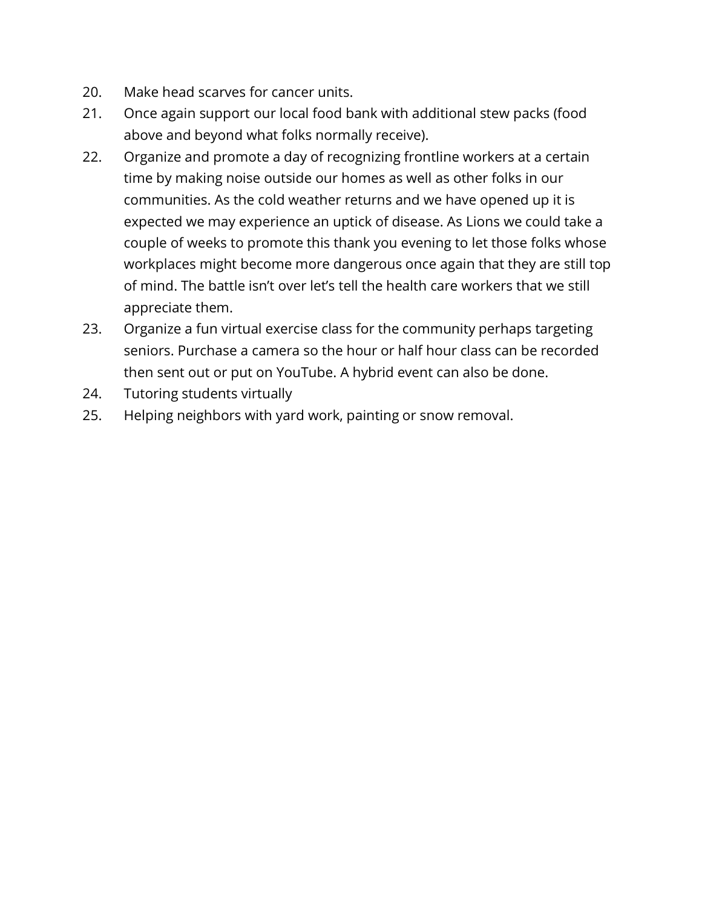20. Make head scarves for cancer units.
21. Once again support our local food bank with additional stew packs (food above and beyond what folks normally receive).
22. Organize and promote a day of recognizing frontline workers at a certain time by making noise outside our homes as well as other folks in our communities. As the cold weather returns and we have opened up it is expected we may experience an uptick of disease. As Lions we could take a couple of weeks to promote this thank you evening to let those folks whose workplaces might become more dangerous once again that they are still top of mind. The battle isn't over let's tell the health care workers that we still appreciate them.
23. Organize a fun virtual exercise class for the community perhaps targeting seniors. Purchase a camera so the hour or half hour class can be recorded then sent out or put on YouTube. A hybrid event can also be done.
24. Tutoring students virtually
25. Helping neighbors with yard work, painting or snow removal.